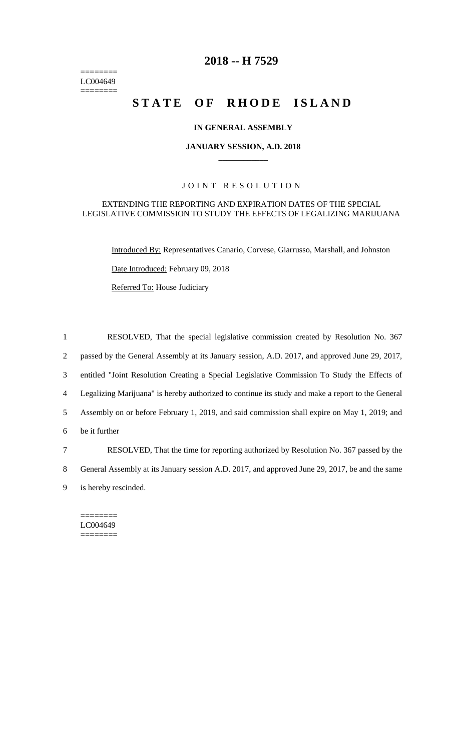# 2018 -- H 7529

========
LC004649
========

# STATE OF RHODE ISLAND

**IN GENERAL ASSEMBLY**

**JANUARY SESSION, A.D. 2018**

____________

JOINT RESOLUTION

EXTENDING THE REPORTING AND EXPIRATION DATES OF THE SPECIAL LEGISLATIVE COMMISSION TO STUDY THE EFFECTS OF LEGALIZING MARIJUANA

Introduced By: Representatives Canario, Corvese, Giarrusso, Marshall, and Johnston

Date Introduced: February 09, 2018

Referred To: House Judiciary

1 RESOLVED, That the special legislative commission created by Resolution No. 367
2 passed by the General Assembly at its January session, A.D. 2017, and approved June 29, 2017,
3 entitled "Joint Resolution Creating a Special Legislative Commission To Study the Effects of
4 Legalizing Marijuana" is hereby authorized to continue its study and make a report to the General
5 Assembly on or before February 1, 2019, and said commission shall expire on May 1, 2019; and
6 be it further

7 RESOLVED, That the time for reporting authorized by Resolution No. 367 passed by the
8 General Assembly at its January session A.D. 2017, and approved June 29, 2017, be and the same
9 is hereby rescinded.

========
LC004649
========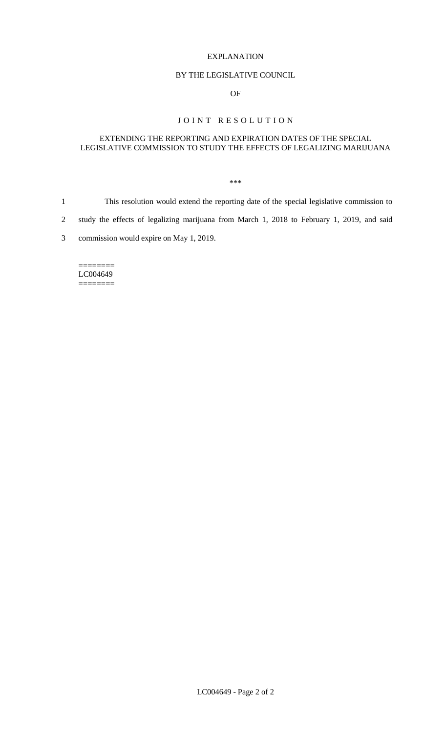# EXPLANATION

## BY THE LEGISLATIVE COUNCIL

## OF

## J O I N T   R E S O L U T I O N

### EXTENDING THE REPORTING AND EXPIRATION DATES OF THE SPECIAL LEGISLATIVE COMMISSION TO STUDY THE EFFECTS OF LEGALIZING MARIJUANA

***

1 This resolution would extend the reporting date of the special legislative commission to
2 study the effects of legalizing marijuana from March 1, 2018 to February 1, 2019, and said
3 commission would expire on May 1, 2019.

========
LC004649
========